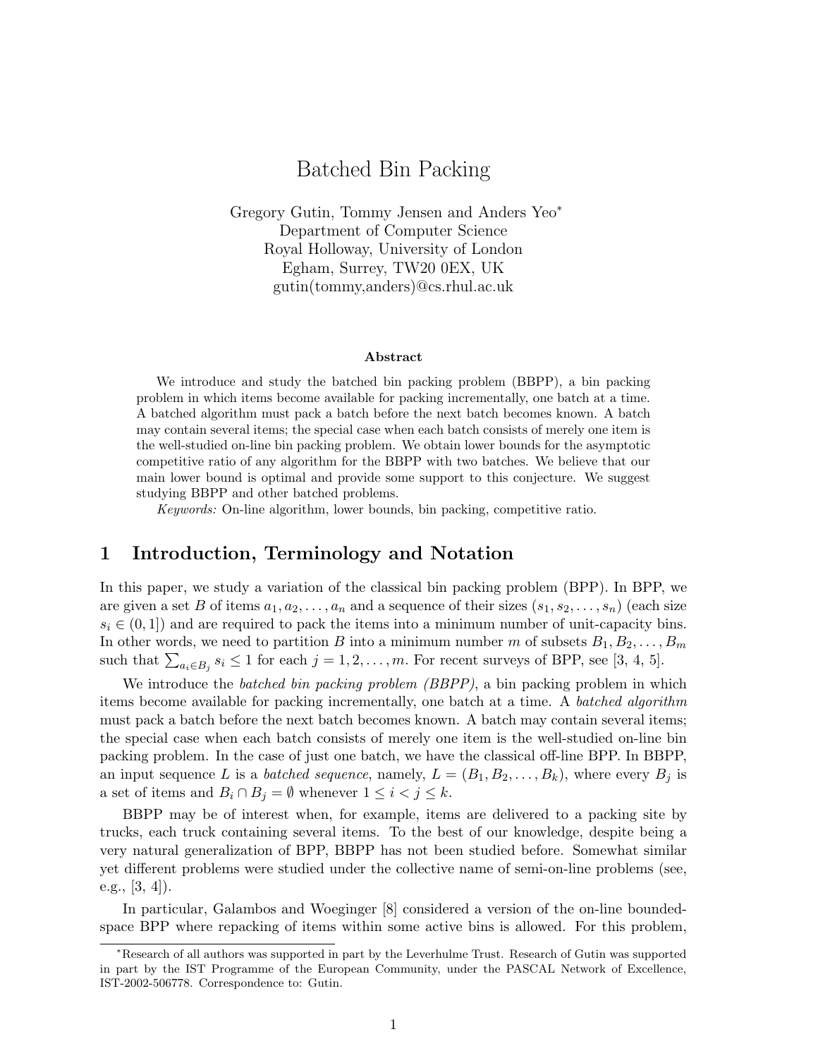# Batched Bin Packing

Gregory Gutin, Tommy Jensen and Anders Yeo*
Department of Computer Science
Royal Holloway, University of London
Egham, Surrey, TW20 0EX, UK
gutin(tommy,anders)@cs.rhul.ac.uk

### Abstract

We introduce and study the batched bin packing problem (BBPP), a bin packing problem in which items become available for packing incrementally, one batch at a time. A batched algorithm must pack a batch before the next batch becomes known. A batch may contain several items; the special case when each batch consists of merely one item is the well-studied on-line bin packing problem. We obtain lower bounds for the asymptotic competitive ratio of any algorithm for the BBPP with two batches. We believe that our main lower bound is optimal and provide some support to this conjecture. We suggest studying BBPP and other batched problems.

*Keywords:* On-line algorithm, lower bounds, bin packing, competitive ratio.

## 1 Introduction, Terminology and Notation

In this paper, we study a variation of the classical bin packing problem (BPP). In BPP, we are given a set $B$ of items $a_1, a_2, \ldots, a_n$ and a sequence of their sizes $(s_1, s_2, \ldots, s_n)$ (each size $s_i \in (0, 1]$) and are required to pack the items into a minimum number of unit-capacity bins. In other words, we need to partition $B$ into a minimum number $m$ of subsets $B_1, B_2, \ldots, B_m$ such that $\sum_{a_i \in B_j} s_i \leq 1$ for each $j = 1, 2, \ldots, m$. For recent surveys of BPP, see [3, 4, 5].

We introduce the *batched bin packing problem (BBPP)*, a bin packing problem in which items become available for packing incrementally, one batch at a time. A *batched algorithm* must pack a batch before the next batch becomes known. A batch may contain several items; the special case when each batch consists of merely one item is the well-studied on-line bin packing problem. In the case of just one batch, we have the classical off-line BPP. In BBPP, an input sequence $L$ is a *batched sequence*, namely, $L = (B_1, B_2, \ldots, B_k)$, where every $B_j$ is a set of items and $B_i \cap B_j = \emptyset$ whenever $1 \leq i < j \leq k$.

BBPP may be of interest when, for example, items are delivered to a packing site by trucks, each truck containing several items. To the best of our knowledge, despite being a very natural generalization of BPP, BBPP has not been studied before. Somewhat similar yet different problems were studied under the collective name of semi-on-line problems (see, e.g., [3, 4]).

In particular, Galambos and Woeginger [8] considered a version of the on-line bounded-space BPP where repacking of items within some active bins is allowed. For this problem,

*Research of all authors was supported in part by the Leverhulme Trust. Research of Gutin was supported in part by the IST Programme of the European Community, under the PASCAL Network of Excellence, IST-2002-506778. Correspondence to: Gutin.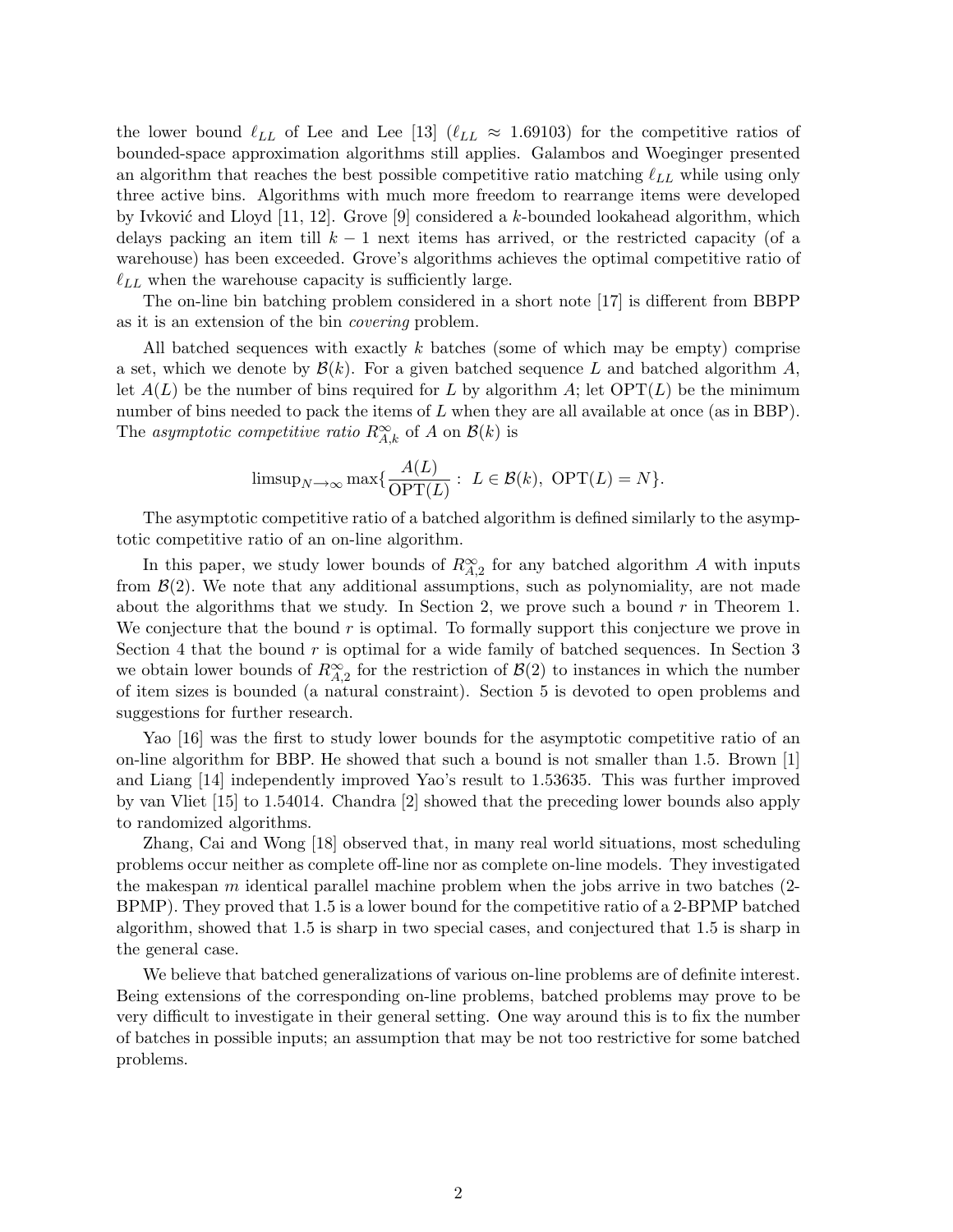the lower bound $\ell_{LL}$ of Lee and Lee [13] ($\ell_{LL} \approx 1.69103$) for the competitive ratios of bounded-space approximation algorithms still applies. Galambos and Woeginger presented an algorithm that reaches the best possible competitive ratio matching $\ell_{LL}$ while using only three active bins. Algorithms with much more freedom to rearrange items were developed by Ivković and Lloyd [11, 12]. Grove [9] considered a $k$-bounded lookahead algorithm, which delays packing an item till $k-1$ next items has arrived, or the restricted capacity (of a warehouse) has been exceeded. Grove's algorithms achieves the optimal competitive ratio of $\ell_{LL}$ when the warehouse capacity is sufficiently large.

The on-line bin batching problem considered in a short note [17] is different from BBPP as it is an extension of the bin *covering* problem.

All batched sequences with exactly $k$ batches (some of which may be empty) comprise a set, which we denote by $\mathcal{B}(k)$. For a given batched sequence $L$ and batched algorithm $A$, let $A(L)$ be the number of bins required for $L$ by algorithm $A$; let $\mathrm{OPT}(L)$ be the minimum number of bins needed to pack the items of $L$ when they are all available at once (as in BBP). The *asymptotic competitive ratio* $R^{\infty}_{A,k}$ of $A$ on $\mathcal{B}(k)$ is

$$\mathrm{limsup}_{N\rightarrow\infty} \max\{\frac{A(L)}{\mathrm{OPT}(L)} : \; L \in \mathcal{B}(k), \; \mathrm{OPT}(L) = N\}.$$

The asymptotic competitive ratio of a batched algorithm is defined similarly to the asymptotic competitive ratio of an on-line algorithm.

In this paper, we study lower bounds of $R^{\infty}_{A,2}$ for any batched algorithm $A$ with inputs from $\mathcal{B}(2)$. We note that any additional assumptions, such as polynomiality, are not made about the algorithms that we study. In Section 2, we prove such a bound $r$ in Theorem 1. We conjecture that the bound $r$ is optimal. To formally support this conjecture we prove in Section 4 that the bound $r$ is optimal for a wide family of batched sequences. In Section 3 we obtain lower bounds of $R^{\infty}_{A,2}$ for the restriction of $\mathcal{B}(2)$ to instances in which the number of item sizes is bounded (a natural constraint). Section 5 is devoted to open problems and suggestions for further research.

Yao [16] was the first to study lower bounds for the asymptotic competitive ratio of an on-line algorithm for BBP. He showed that such a bound is not smaller than 1.5. Brown [1] and Liang [14] independently improved Yao's result to 1.53635. This was further improved by van Vliet [15] to 1.54014. Chandra [2] showed that the preceding lower bounds also apply to randomized algorithms.

Zhang, Cai and Wong [18] observed that, in many real world situations, most scheduling problems occur neither as complete off-line nor as complete on-line models. They investigated the makespan $m$ identical parallel machine problem when the jobs arrive in two batches (2-BPMP). They proved that 1.5 is a lower bound for the competitive ratio of a 2-BPMP batched algorithm, showed that 1.5 is sharp in two special cases, and conjectured that 1.5 is sharp in the general case.

We believe that batched generalizations of various on-line problems are of definite interest. Being extensions of the corresponding on-line problems, batched problems may prove to be very difficult to investigate in their general setting. One way around this is to fix the number of batches in possible inputs; an assumption that may be not too restrictive for some batched problems.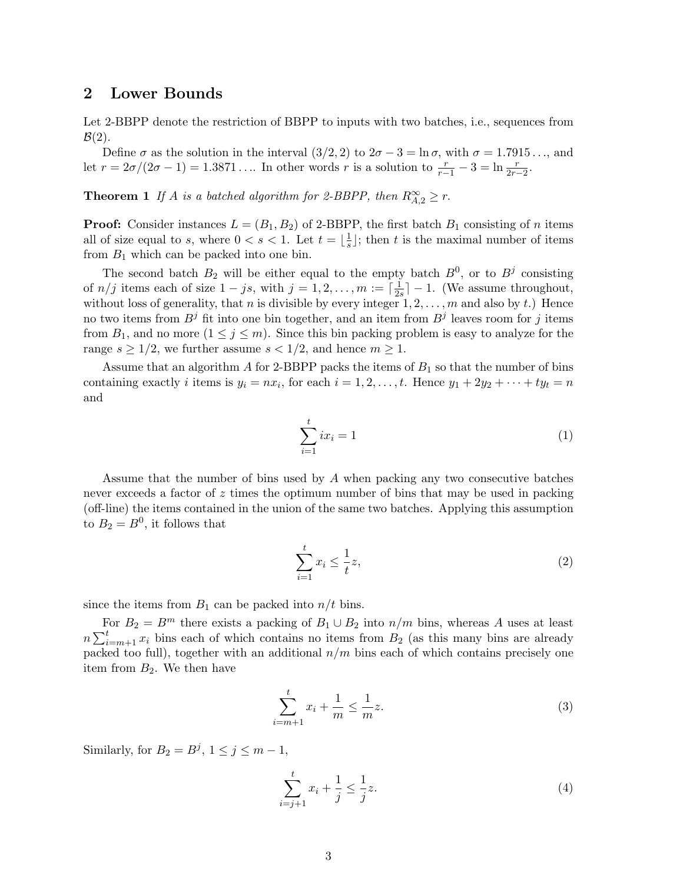## 2 Lower Bounds

Let 2-BBPP denote the restriction of BBPP to inputs with two batches, i.e., sequences from $\mathcal{B}(2)$.

Define $\sigma$ as the solution in the interval $(3/2, 2)$ to $2\sigma - 3 = \ln \sigma$, with $\sigma = 1.7915\ldots$, and let $r = 2\sigma/(2\sigma - 1) = 1.3871\ldots$. In other words $r$ is a solution to $\frac{r}{r-1} - 3 = \ln \frac{r}{2r-2}$.

**Theorem 1** *If $A$ is a batched algorithm for 2-BBPP, then $R^{\infty}_{A,2} \geq r$.*

**Proof:** Consider instances $L = (B_1, B_2)$ of 2-BBPP, the first batch $B_1$ consisting of $n$ items all of size equal to $s$, where $0 < s < 1$. Let $t = \lfloor \frac{1}{s} \rfloor$; then $t$ is the maximal number of items from $B_1$ which can be packed into one bin.

The second batch $B_2$ will be either equal to the empty batch $B^0$, or to $B^j$ consisting of $n/j$ items each of size $1 - js$, with $j = 1, 2, \ldots, m := \lceil \frac{1}{2s} \rceil - 1$. (We assume throughout, without loss of generality, that $n$ is divisible by every integer $1, 2, \ldots, m$ and also by $t$.) Hence no two items from $B^j$ fit into one bin together, and an item from $B^j$ leaves room for $j$ items from $B_1$, and no more ($1 \leq j \leq m$). Since this bin packing problem is easy to analyze for the range $s \geq 1/2$, we further assume $s < 1/2$, and hence $m \geq 1$.

Assume that an algorithm $A$ for 2-BBPP packs the items of $B_1$ so that the number of bins containing exactly $i$ items is $y_i = nx_i$, for each $i = 1, 2, \ldots, t$. Hence $y_1 + 2y_2 + \cdots + ty_t = n$ and

$$\sum_{i=1}^{t} ix_i = 1 \tag{1}$$

Assume that the number of bins used by $A$ when packing any two consecutive batches never exceeds a factor of $z$ times the optimum number of bins that may be used in packing (off-line) the items contained in the union of the same two batches. Applying this assumption to $B_2 = B^0$, it follows that

$$\sum_{i=1}^{t} x_i \leq \frac{1}{t} z, \tag{2}$$

since the items from $B_1$ can be packed into $n/t$ bins.

For $B_2 = B^m$ there exists a packing of $B_1 \cup B_2$ into $n/m$ bins, whereas $A$ uses at least $n \sum_{i=m+1}^{t} x_i$ bins each of which contains no items from $B_2$ (as this many bins are already packed too full), together with an additional $n/m$ bins each of which contains precisely one item from $B_2$. We then have

$$\sum_{i=m+1}^{t} x_i + \frac{1}{m} \leq \frac{1}{m} z. \tag{3}$$

Similarly, for $B_2 = B^j$, $1 \leq j \leq m - 1$,

$$\sum_{i=j+1}^{t} x_i + \frac{1}{j} \leq \frac{1}{j} z. \tag{4}$$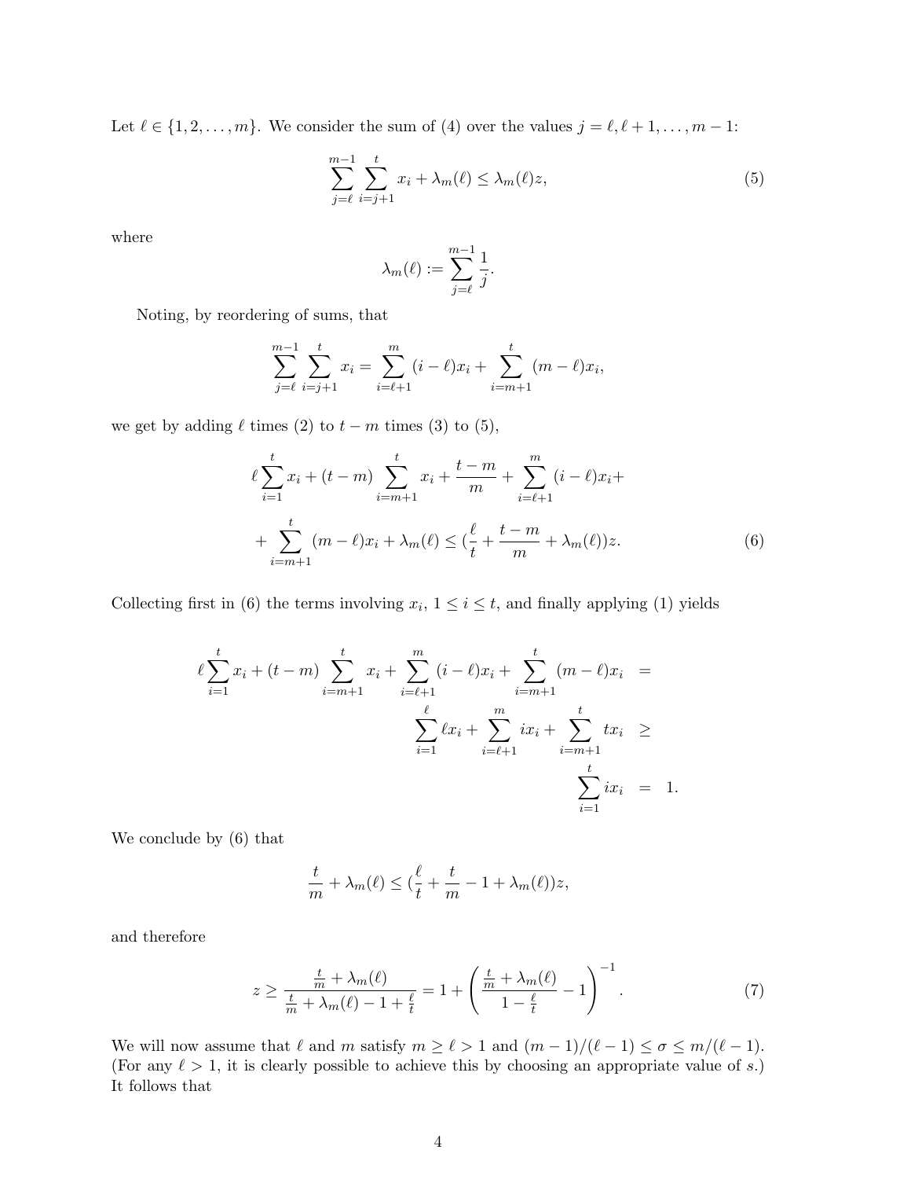Let $\ell \in \{1, 2, \ldots, m\}$. We consider the sum of (4) over the values $j = \ell, \ell+1, \ldots, m-1$:

$$\sum_{j=\ell}^{m-1} \sum_{i=j+1}^{t} x_i + \lambda_m(\ell) \leq \lambda_m(\ell) z, \tag{5}$$

where

$$\lambda_m(\ell) := \sum_{j=\ell}^{m-1} \frac{1}{j}.$$

Noting, by reordering of sums, that

$$\sum_{j=\ell}^{m-1} \sum_{i=j+1}^{t} x_i = \sum_{i=\ell+1}^{m} (i-\ell) x_i + \sum_{i=m+1}^{t} (m-\ell) x_i,$$

we get by adding $\ell$ times (2) to $t-m$ times (3) to (5),

$$\ell \sum_{i=1}^{t} x_i + (t-m) \sum_{i=m+1}^{t} x_i + \frac{t-m}{m} + \sum_{i=\ell+1}^{m} (i-\ell) x_i + \\ + \sum_{i=m+1}^{t} (m-\ell) x_i + \lambda_m(\ell) \leq (\frac{\ell}{t} + \frac{t-m}{m} + \lambda_m(\ell)) z. \tag{6}$$

Collecting first in (6) the terms involving $x_i$, $1 \leq i \leq t$, and finally applying (1) yields

$$\begin{aligned} \ell \sum_{i=1}^{t} x_i + (t-m) \sum_{i=m+1}^{t} x_i + \sum_{i=\ell+1}^{m} (i-\ell) x_i + \sum_{i=m+1}^{t} (m-\ell) x_i &= \\ \sum_{i=1}^{\ell} \ell x_i + \sum_{i=\ell+1}^{m} i x_i + \sum_{i=m+1}^{t} t x_i &\geq \\ \sum_{i=1}^{t} i x_i &= 1. \end{aligned}$$

We conclude by (6) that

$$\frac{t}{m} + \lambda_m(\ell) \leq (\frac{\ell}{t} + \frac{t}{m} - 1 + \lambda_m(\ell)) z,$$

and therefore

$$z \geq \frac{\frac{t}{m} + \lambda_m(\ell)}{\frac{t}{m} + \lambda_m(\ell) - 1 + \frac{\ell}{t}} = 1 + \left( \frac{\frac{t}{m} + \lambda_m(\ell)}{1 - \frac{\ell}{t}} - 1 \right)^{-1}. \tag{7}$$

We will now assume that $\ell$ and $m$ satisfy $m \geq \ell > 1$ and $(m-1)/(\ell-1) \leq \sigma \leq m/(\ell-1)$. (For any $\ell > 1$, it is clearly possible to achieve this by choosing an appropriate value of $s$.) It follows that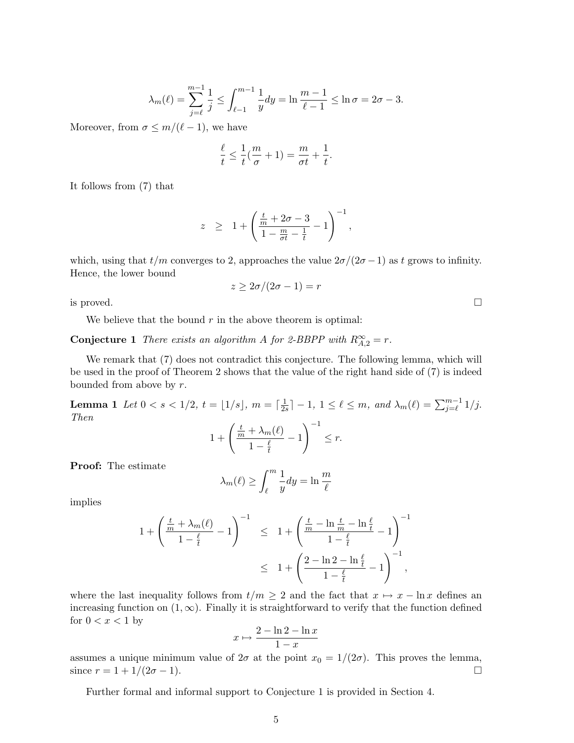$$\lambda_m(\ell) = \sum_{j=\ell}^{m-1} \frac{1}{j} \le \int_{\ell-1}^{m-1} \frac{1}{y} dy = \ln \frac{m-1}{\ell-1} \le \ln \sigma = 2\sigma - 3.$$

Moreover, from $\sigma \le m/(\ell-1)$, we have

$$\frac{\ell}{t} \le \frac{1}{t}(\frac{m}{\sigma} + 1) = \frac{m}{\sigma t} + \frac{1}{t}.$$

It follows from (7) that

$$z \quad \ge \quad 1 + \left( \frac{\frac{t}{m} + 2\sigma - 3}{1 - \frac{m}{\sigma t} - \frac{1}{t}} - 1 \right)^{-1},$$

which, using that $t/m$ converges to 2, approaches the value $2\sigma/(2\sigma-1)$ as $t$ grows to infinity. Hence, the lower bound

$$z \ge 2\sigma/(2\sigma - 1) = r$$

is proved. □

We believe that the bound $r$ in the above theorem is optimal:

**Conjecture 1** *There exists an algorithm $A$ for 2-BBPP with $R^{\infty}_{A,2} = r$.*

We remark that (7) does not contradict this conjecture. The following lemma, which will be used in the proof of Theorem 2 shows that the value of the right hand side of (7) is indeed bounded from above by $r$.

**Lemma 1** *Let $0 < s < 1/2$, $t = \lfloor 1/s \rfloor$, $m = \lceil \frac{1}{2s} \rceil - 1$, $1 \le \ell \le m$, and $\lambda_m(\ell) = \sum_{j=\ell}^{m-1} 1/j$. Then*

$$1 + \left( \frac{\frac{t}{m} + \lambda_m(\ell)}{1 - \frac{\ell}{t}} - 1 \right)^{-1} \le r.$$

**Proof:** The estimate

$$\lambda_m(\ell) \ge \int_{\ell}^{m} \frac{1}{y} dy = \ln \frac{m}{\ell}$$

implies

$$\begin{aligned}
1 + \left( \frac{\frac{t}{m} + \lambda_m(\ell)}{1 - \frac{\ell}{t}} - 1 \right)^{-1} \quad &\le \quad 1 + \left( \frac{\frac{t}{m} - \ln \frac{t}{m} - \ln \frac{\ell}{t}}{1 - \frac{\ell}{t}} - 1 \right)^{-1} \\
&\le \quad 1 + \left( \frac{2 - \ln 2 - \ln \frac{\ell}{t}}{1 - \frac{\ell}{t}} - 1 \right)^{-1},
\end{aligned}$$

where the last inequality follows from $t/m \ge 2$ and the fact that $x \mapsto x - \ln x$ defines an increasing function on $(1, \infty)$. Finally it is straightforward to verify that the function defined for $0 < x < 1$ by

$$x \mapsto \frac{2 - \ln 2 - \ln x}{1 - x}$$

assumes a unique minimum value of $2\sigma$ at the point $x_0 = 1/(2\sigma)$. This proves the lemma, since $r = 1 + 1/(2\sigma - 1)$. □

Further formal and informal support to Conjecture 1 is provided in Section 4.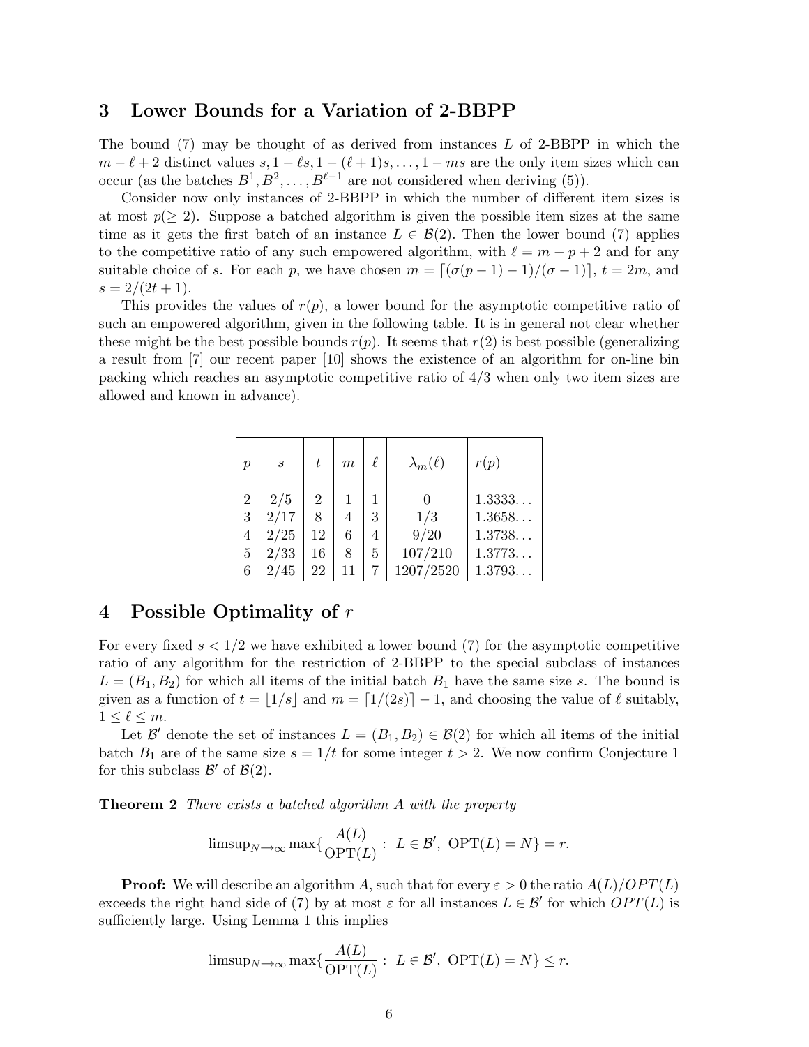## 3 Lower Bounds for a Variation of 2-BBPP

The bound (7) may be thought of as derived from instances $L$ of 2-BBPP in which the $m - \ell + 2$ distinct values $s, 1 - \ell s, 1 - (\ell + 1)s, \ldots, 1 - ms$ are the only item sizes which can occur (as the batches $B^1, B^2, \ldots, B^{\ell-1}$ are not considered when deriving (5)).

Consider now only instances of 2-BBPP in which the number of different item sizes is at most $p(\geq 2)$. Suppose a batched algorithm is given the possible item sizes at the same time as it gets the first batch of an instance $L \in \mathcal{B}(2)$. Then the lower bound (7) applies to the competitive ratio of any such empowered algorithm, with $\ell = m - p + 2$ and for any suitable choice of $s$. For each $p$, we have chosen $m = \lceil (\sigma(p-1) - 1)/(\sigma - 1) \rceil$, $t = 2m$, and $s = 2/(2t + 1)$.

This provides the values of $r(p)$, a lower bound for the asymptotic competitive ratio of such an empowered algorithm, given in the following table. It is in general not clear whether these might be the best possible bounds $r(p)$. It seems that $r(2)$ is best possible (generalizing a result from [7] our recent paper [10] shows the existence of an algorithm for on-line bin packing which reaches an asymptotic competitive ratio of 4/3 when only two item sizes are allowed and known in advance).

| $p$ | $s$ | $t$ | $m$ | $\ell$ | $\lambda_m(\ell)$ | $r(p)$ |
|---|---|---|---|---|---|---|
| 2 | 2/5 | 2 | 1 | 1 | 0 | 1.3333... |
| 3 | 2/17 | 8 | 4 | 3 | 1/3 | 1.3658... |
| 4 | 2/25 | 12 | 6 | 4 | 9/20 | 1.3738... |
| 5 | 2/33 | 16 | 8 | 5 | 107/210 | 1.3773... |
| 6 | 2/45 | 22 | 11 | 7 | 1207/2520 | 1.3793... |

## 4 Possible Optimality of $r$

For every fixed $s < 1/2$ we have exhibited a lower bound (7) for the asymptotic competitive ratio of any algorithm for the restriction of 2-BBPP to the special subclass of instances $L = (B_1, B_2)$ for which all items of the initial batch $B_1$ have the same size $s$. The bound is given as a function of $t = \lfloor 1/s \rfloor$ and $m = \lceil 1/(2s) \rceil - 1$, and choosing the value of $\ell$ suitably, $1 \leq \ell \leq m$.

Let $\mathcal{B}'$ denote the set of instances $L = (B_1, B_2) \in \mathcal{B}(2)$ for which all items of the initial batch $B_1$ are of the same size $s = 1/t$ for some integer $t > 2$. We now confirm Conjecture 1 for this subclass $\mathcal{B}'$ of $\mathcal{B}(2)$.

**Theorem 2** *There exists a batched algorithm $A$ with the property*

$$\text{limsup}_{N\to\infty} \max\{\frac{A(L)}{\text{OPT}(L)} : \; L \in \mathcal{B}', \; \text{OPT}(L) = N\} = r.$$

**Proof:** We will describe an algorithm $A$, such that for every $\varepsilon > 0$ the ratio $A(L)/OPT(L)$ exceeds the right hand side of (7) by at most $\varepsilon$ for all instances $L \in \mathcal{B}'$ for which $OPT(L)$ is sufficiently large. Using Lemma 1 this implies

$$\text{limsup}_{N\to\infty} \max\{\frac{A(L)}{\text{OPT}(L)} : \; L \in \mathcal{B}', \; \text{OPT}(L) = N\} \leq r.$$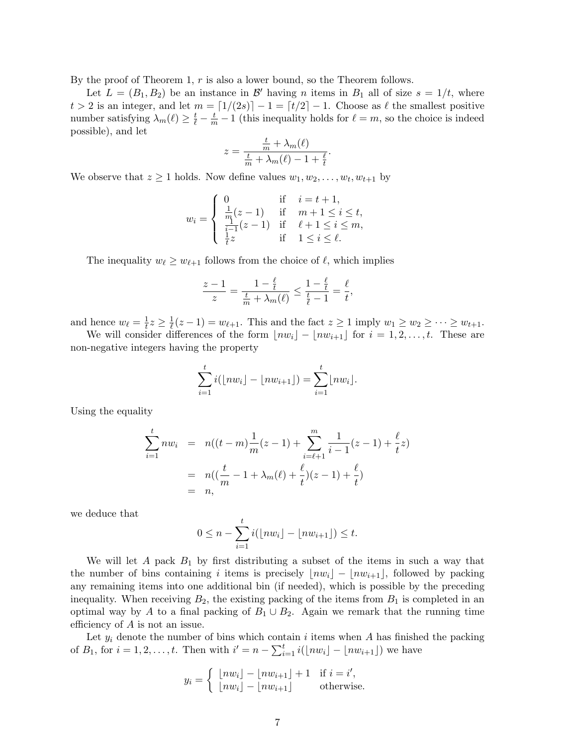By the proof of Theorem 1, $r$ is also a lower bound, so the Theorem follows.

Let $L = (B_1, B_2)$ be an instance in $\mathcal{B}'$ having $n$ items in $B_1$ all of size $s = 1/t$, where $t > 2$ is an integer, and let $m = \lceil 1/(2s) \rceil - 1 = \lceil t/2 \rceil - 1$. Choose as $\ell$ the smallest positive number satisfying $\lambda_m(\ell) \geq \frac{t}{\ell} - \frac{t}{m} - 1$ (this inequality holds for $\ell = m$, so the choice is indeed possible), and let

$$z = \frac{\frac{t}{m} + \lambda_m(\ell)}{\frac{t}{m} + \lambda_m(\ell) - 1 + \frac{\ell}{t}}.$$

We observe that $z \geq 1$ holds. Now define values $w_1, w_2, \ldots, w_t, w_{t+1}$ by

$$w_i = \begin{cases} 0 & \text{if} \quad i = t+1, \\ \frac{1}{m}(z-1) & \text{if} \quad m+1 \leq i \leq t, \\ \frac{1}{i-1}(z-1) & \text{if} \quad \ell+1 \leq i \leq m, \\ \frac{1}{t}z & \text{if} \quad 1 \leq i \leq \ell. \end{cases}$$

The inequality $w_\ell \geq w_{\ell+1}$ follows from the choice of $\ell$, which implies

$$\frac{z-1}{z} = \frac{1 - \frac{\ell}{t}}{\frac{t}{m} + \lambda_m(\ell)} \leq \frac{1 - \frac{\ell}{t}}{\frac{t}{\ell} - 1} = \frac{\ell}{t},$$

and hence $w_\ell = \frac{1}{t}z \geq \frac{1}{\ell}(z-1) = w_{\ell+1}$. This and the fact $z \geq 1$ imply $w_1 \geq w_2 \geq \cdots \geq w_{t+1}$.

We will consider differences of the form $\lfloor nw_i \rfloor - \lfloor nw_{i+1} \rfloor$ for $i = 1, 2, \ldots, t$. These are non-negative integers having the property

$$\sum_{i=1}^{t} i(\lfloor nw_i \rfloor - \lfloor nw_{i+1} \rfloor) = \sum_{i=1}^{t} \lfloor nw_i \rfloor.$$

Using the equality

$$\begin{aligned} \sum_{i=1}^{t} nw_i &= n((t-m)\frac{1}{m}(z-1) + \sum_{i=\ell+1}^{m} \frac{1}{i-1}(z-1) + \frac{\ell}{t}z) \\ &= n((\frac{t}{m} - 1 + \lambda_m(\ell) + \frac{\ell}{t})(z-1) + \frac{\ell}{t}) \\ &= n, \end{aligned}$$

we deduce that

$$0 \leq n - \sum_{i=1}^{t} i(\lfloor nw_i \rfloor - \lfloor nw_{i+1} \rfloor) \leq t.$$

We will let $A$ pack $B_1$ by first distributing a subset of the items in such a way that the number of bins containing $i$ items is precisely $\lfloor nw_i \rfloor - \lfloor nw_{i+1} \rfloor$, followed by packing any remaining items into one additional bin (if needed), which is possible by the preceding inequality. When receiving $B_2$, the existing packing of the items from $B_1$ is completed in an optimal way by $A$ to a final packing of $B_1 \cup B_2$. Again we remark that the running time efficiency of $A$ is not an issue.

Let $y_i$ denote the number of bins which contain $i$ items when $A$ has finished the packing of $B_1$, for $i = 1, 2, \ldots, t$. Then with $i' = n - \sum_{i=1}^{t} i(\lfloor nw_i \rfloor - \lfloor nw_{i+1} \rfloor)$ we have

$$y_i = \begin{cases} \lfloor nw_i \rfloor - \lfloor nw_{i+1} \rfloor + 1 & \text{if } i = i', \\ \lfloor nw_i \rfloor - \lfloor nw_{i+1} \rfloor & \text{otherwise.} \end{cases}$$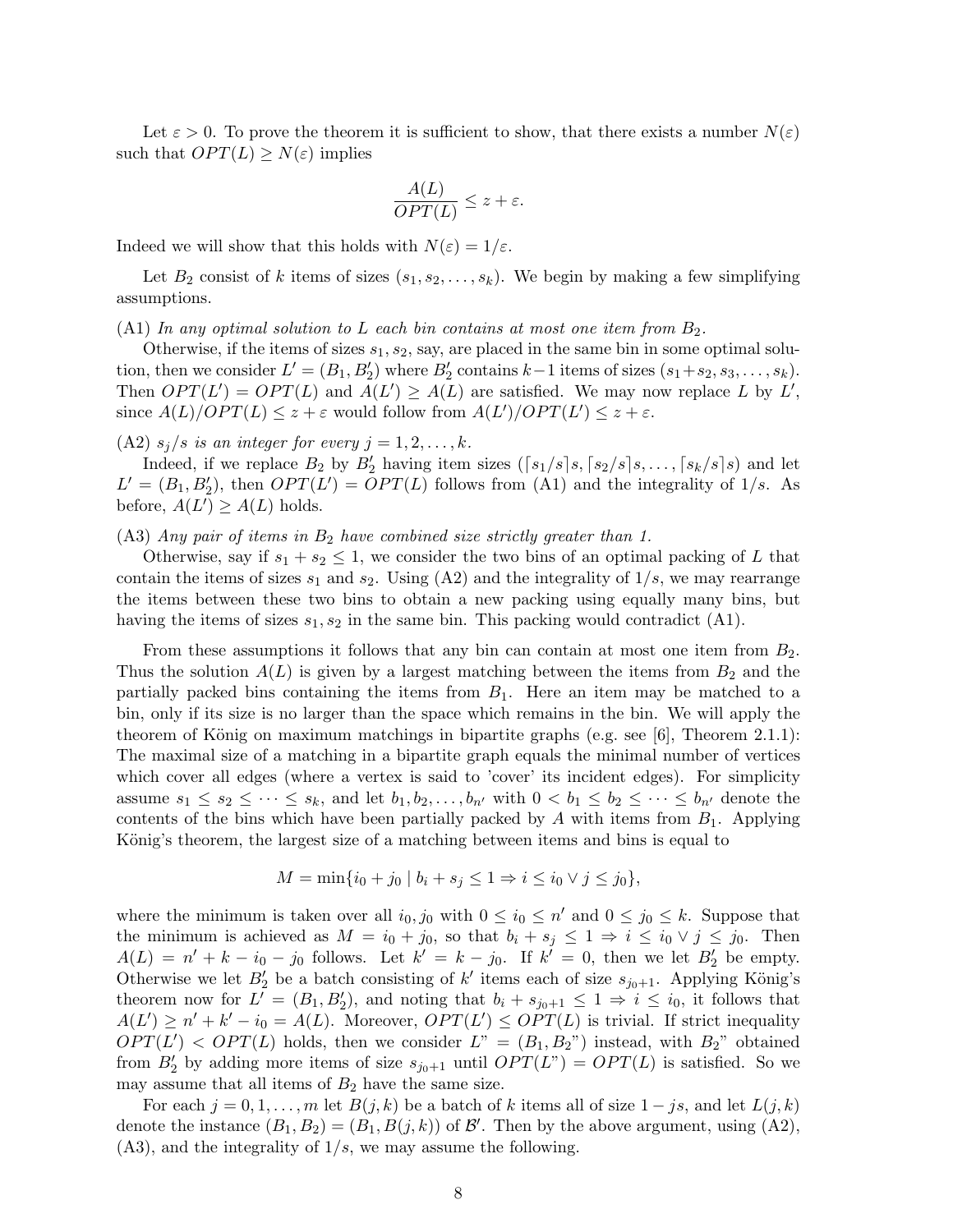Let $\varepsilon > 0$. To prove the theorem it is sufficient to show, that there exists a number $N(\varepsilon)$ such that $OPT(L) \geq N(\varepsilon)$ implies

$$\frac{A(L)}{OPT(L)} \leq z + \varepsilon.$$

Indeed we will show that this holds with $N(\varepsilon) = 1/\varepsilon$.

Let $B_2$ consist of $k$ items of sizes $(s_1, s_2, \ldots, s_k)$. We begin by making a few simplifying assumptions.

(A1) *In any optimal solution to $L$ each bin contains at most one item from $B_2$.*

Otherwise, if the items of sizes $s_1, s_2$, say, are placed in the same bin in some optimal solution, then we consider $L' = (B_1, B_2')$ where $B_2'$ contains $k-1$ items of sizes $(s_1+s_2, s_3, \ldots, s_k)$. Then $OPT(L') = OPT(L)$ and $A(L') \geq A(L)$ are satisfied. We may now replace $L$ by $L'$, since $A(L)/OPT(L) \leq z + \varepsilon$ would follow from $A(L')/OPT(L') \leq z + \varepsilon$.

(A2) *$s_j/s$ is an integer for every $j = 1, 2, \ldots, k$.*

Indeed, if we replace $B_2$ by $B_2'$ having item sizes $(\lceil s_1/s \rceil s, \lceil s_2/s \rceil s, \ldots, \lceil s_k/s \rceil s)$ and let $L' = (B_1, B_2')$, then $OPT(L') = OPT(L)$ follows from (A1) and the integrality of $1/s$. As before, $A(L') \geq A(L)$ holds.

(A3) *Any pair of items in $B_2$ have combined size strictly greater than 1.*

Otherwise, say if $s_1 + s_2 \leq 1$, we consider the two bins of an optimal packing of $L$ that contain the items of sizes $s_1$ and $s_2$. Using (A2) and the integrality of $1/s$, we may rearrange the items between these two bins to obtain a new packing using equally many bins, but having the items of sizes $s_1, s_2$ in the same bin. This packing would contradict (A1).

From these assumptions it follows that any bin can contain at most one item from $B_2$. Thus the solution $A(L)$ is given by a largest matching between the items from $B_2$ and the partially packed bins containing the items from $B_1$. Here an item may be matched to a bin, only if its size is no larger than the space which remains in the bin. We will apply the theorem of König on maximum matchings in bipartite graphs (e.g. see [6], Theorem 2.1.1): The maximal size of a matching in a bipartite graph equals the minimal number of vertices which cover all edges (where a vertex is said to 'cover' its incident edges). For simplicity assume $s_1 \leq s_2 \leq \cdots \leq s_k$, and let $b_1, b_2, \ldots, b_{n'}$ with $0 < b_1 \leq b_2 \leq \cdots \leq b_{n'}$ denote the contents of the bins which have been partially packed by $A$ with items from $B_1$. Applying König's theorem, the largest size of a matching between items and bins is equal to

$$M = \min\{i_0 + j_0 \mid b_i + s_j \leq 1 \Rightarrow i \leq i_0 \vee j \leq j_0\},$$

where the minimum is taken over all $i_0, j_0$ with $0 \leq i_0 \leq n'$ and $0 \leq j_0 \leq k$. Suppose that the minimum is achieved as $M = i_0 + j_0$, so that $b_i + s_j \leq 1 \Rightarrow i \leq i_0 \vee j \leq j_0$. Then $A(L) = n' + k - i_0 - j_0$ follows. Let $k' = k - j_0$. If $k' = 0$, then we let $B_2'$ be empty. Otherwise we let $B_2'$ be a batch consisting of $k'$ items each of size $s_{j_0+1}$. Applying König's theorem now for $L' = (B_1, B_2')$, and noting that $b_i + s_{j_0+1} \leq 1 \Rightarrow i \leq i_0$, it follows that $A(L') \geq n' + k' - i_0 = A(L)$. Moreover, $OPT(L') \leq OPT(L)$ is trivial. If strict inequality $OPT(L') < OPT(L)$ holds, then we consider $L" = (B_1, B_2")$ instead, with $B_2"$ obtained from $B_2'$ by adding more items of size $s_{j_0+1}$ until $OPT(L") = OPT(L)$ is satisfied. So we may assume that all items of $B_2$ have the same size.

For each $j = 0, 1, \ldots, m$ let $B(j,k)$ be a batch of $k$ items all of size $1 - js$, and let $L(j,k)$ denote the instance $(B_1, B_2) = (B_1, B(j,k))$ of $\mathcal{B}'$. Then by the above argument, using (A2), (A3), and the integrality of $1/s$, we may assume the following.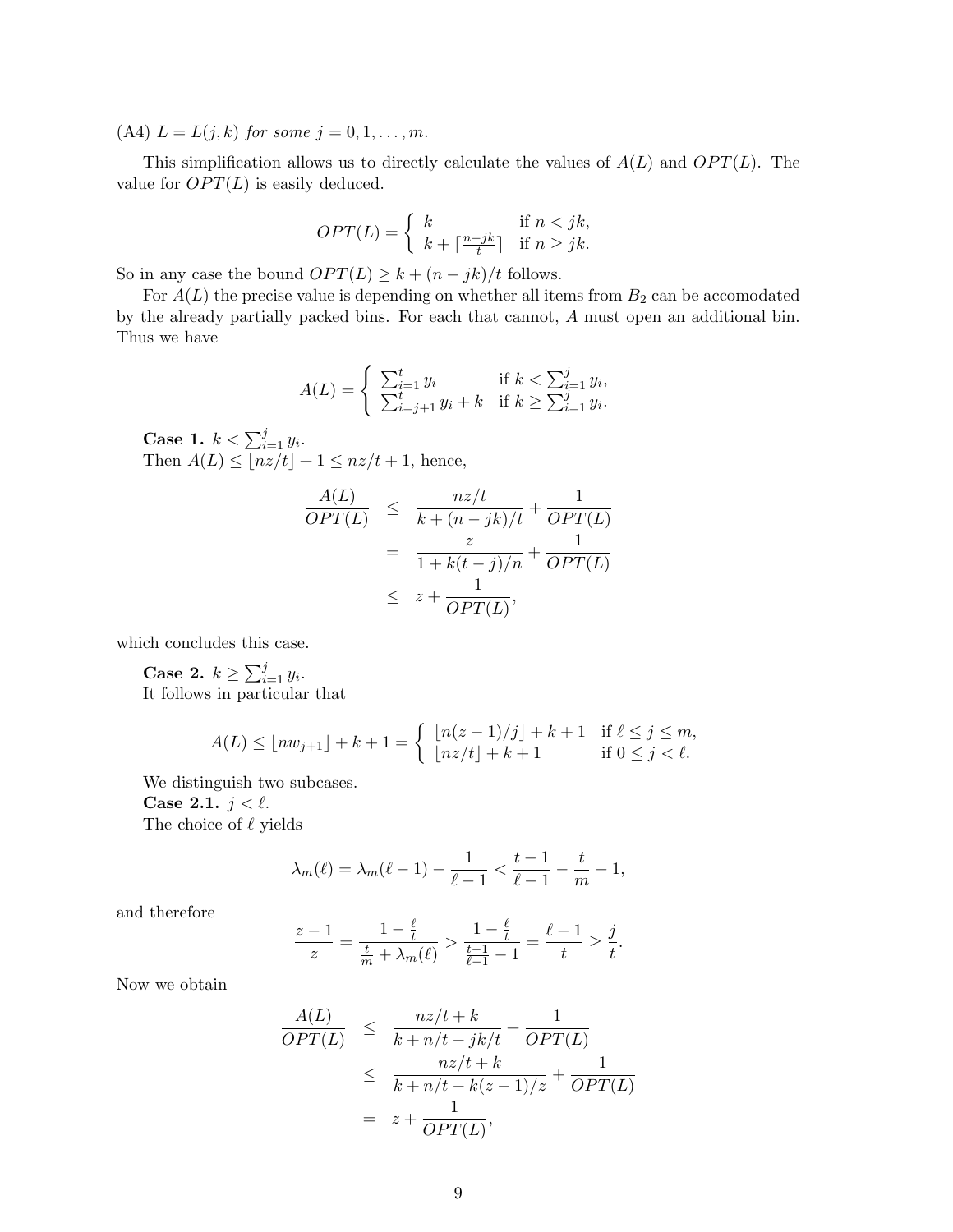(A4) *$L = L(j, k)$ for some $j = 0, 1, \ldots, m$.*

This simplification allows us to directly calculate the values of $A(L)$ and $OPT(L)$. The value for $OPT(L)$ is easily deduced.

$$OPT(L) = \begin{cases} k & \text{if } n < jk, \\ k + \lceil \frac{n-jk}{t} \rceil & \text{if } n \geq jk. \end{cases}$$

So in any case the bound $OPT(L) \geq k + (n - jk)/t$ follows.

For $A(L)$ the precise value is depending on whether all items from $B_2$ can be accomodated by the already partially packed bins. For each that cannot, $A$ must open an additional bin. Thus we have

$$A(L) = \begin{cases} \sum_{i=1}^{t} y_i & \text{if } k < \sum_{i=1}^{j} y_i, \\ \sum_{i=j+1}^{t} y_i + k & \text{if } k \geq \sum_{i=1}^{j} y_i. \end{cases}$$

**Case 1.** $k < \sum_{i=1}^{j} y_i$.
Then $A(L) \leq \lfloor nz/t \rfloor + 1 \leq nz/t + 1$, hence,

$$\begin{aligned} \frac{A(L)}{OPT(L)} &\leq \frac{nz/t}{k + (n-jk)/t} + \frac{1}{OPT(L)} \\ &= \frac{z}{1 + k(t-j)/n} + \frac{1}{OPT(L)} \\ &\leq z + \frac{1}{OPT(L)}, \end{aligned}$$

which concludes this case.

**Case 2.** $k \geq \sum_{i=1}^{j} y_i$.
It follows in particular that

$$A(L) \leq \lfloor n w_{j+1} \rfloor + k + 1 = \begin{cases} \lfloor n(z-1)/j \rfloor + k + 1 & \text{if } \ell \leq j \leq m, \\ \lfloor nz/t \rfloor + k + 1 & \text{if } 0 \leq j < \ell. \end{cases}$$

We distinguish two subcases.
**Case 2.1.** $j < \ell$.
The choice of $\ell$ yields

$$\lambda_m(\ell) = \lambda_m(\ell - 1) - \frac{1}{\ell - 1} < \frac{t-1}{\ell - 1} - \frac{t}{m} - 1,$$

and therefore

$$\frac{z-1}{z} = \frac{1 - \frac{\ell}{t}}{\frac{t}{m} + \lambda_m(\ell)} > \frac{1 - \frac{\ell}{t}}{\frac{t-1}{\ell-1} - 1} = \frac{\ell - 1}{t} \geq \frac{j}{t}.$$

Now we obtain

$$\begin{aligned} \frac{A(L)}{OPT(L)} &\leq \frac{nz/t + k}{k + n/t - jk/t} + \frac{1}{OPT(L)} \\ &\leq \frac{nz/t + k}{k + n/t - k(z-1)/z} + \frac{1}{OPT(L)} \\ &= z + \frac{1}{OPT(L)}, \end{aligned}$$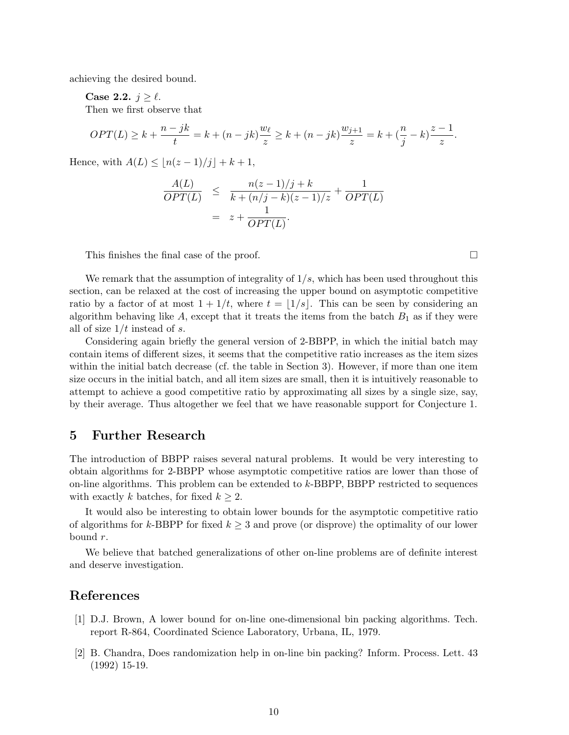achieving the desired bound.

**Case 2.2.** $j \geq \ell$.

Then we first observe that

$$OPT(L) \geq k + \frac{n - jk}{t} = k + (n - jk)\frac{w_\ell}{z} \geq k + (n - jk)\frac{w_{j+1}}{z} = k + (\frac{n}{j} - k)\frac{z-1}{z}.$$

Hence, with $A(L) \leq \lfloor n(z-1)/j \rfloor + k + 1$,

$$\begin{aligned}
\frac{A(L)}{OPT(L)} &\leq \frac{n(z-1)/j + k}{k + (n/j - k)(z-1)/z} + \frac{1}{OPT(L)} \\
&= z + \frac{1}{OPT(L)}.
\end{aligned}$$

This finishes the final case of the proof. □

We remark that the assumption of integrality of $1/s$, which has been used throughout this section, can be relaxed at the cost of increasing the upper bound on asymptotic competitive ratio by a factor of at most $1 + 1/t$, where $t = \lfloor 1/s \rfloor$. This can be seen by considering an algorithm behaving like $A$, except that it treats the items from the batch $B_1$ as if they were all of size $1/t$ instead of $s$.

Considering again briefly the general version of 2-BBPP, in which the initial batch may contain items of different sizes, it seems that the competitive ratio increases as the item sizes within the initial batch decrease (cf. the table in Section 3). However, if more than one item size occurs in the initial batch, and all item sizes are small, then it is intuitively reasonable to attempt to achieve a good competitive ratio by approximating all sizes by a single size, say, by their average. Thus altogether we feel that we have reasonable support for Conjecture 1.

## 5 Further Research

The introduction of BBPP raises several natural problems. It would be very interesting to obtain algorithms for 2-BBPP whose asymptotic competitive ratios are lower than those of on-line algorithms. This problem can be extended to $k$-BBPP, BBPP restricted to sequences with exactly $k$ batches, for fixed $k \geq 2$.

It would also be interesting to obtain lower bounds for the asymptotic competitive ratio of algorithms for $k$-BBPP for fixed $k \geq 3$ and prove (or disprove) the optimality of our lower bound $r$.

We believe that batched generalizations of other on-line problems are of definite interest and deserve investigation.

## References

[1] D.J. Brown, A lower bound for on-line one-dimensional bin packing algorithms. Tech. report R-864, Coordinated Science Laboratory, Urbana, IL, 1979.

[2] B. Chandra, Does randomization help in on-line bin packing? Inform. Process. Lett. 43 (1992) 15-19.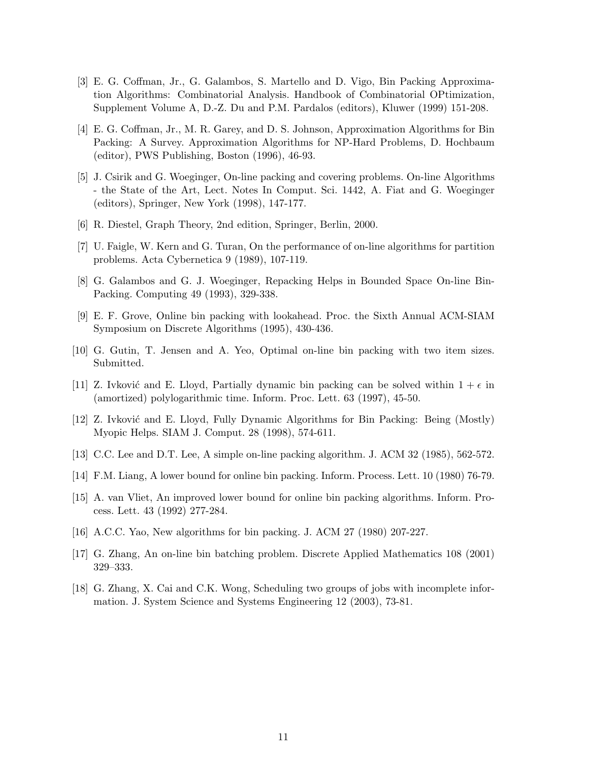[3] E. G. Coffman, Jr., G. Galambos, S. Martello and D. Vigo, Bin Packing Approximation Algorithms: Combinatorial Analysis. Handbook of Combinatorial OPtimization, Supplement Volume A, D.-Z. Du and P.M. Pardalos (editors), Kluwer (1999) 151-208.

[4] E. G. Coffman, Jr., M. R. Garey, and D. S. Johnson, Approximation Algorithms for Bin Packing: A Survey. Approximation Algorithms for NP-Hard Problems, D. Hochbaum (editor), PWS Publishing, Boston (1996), 46-93.

[5] J. Csirik and G. Woeginger, On-line packing and covering problems. On-line Algorithms - the State of the Art, Lect. Notes In Comput. Sci. 1442, A. Fiat and G. Woeginger (editors), Springer, New York (1998), 147-177.

[6] R. Diestel, Graph Theory, 2nd edition, Springer, Berlin, 2000.

[7] U. Faigle, W. Kern and G. Turan, On the performance of on-line algorithms for partition problems. Acta Cybernetica 9 (1989), 107-119.

[8] G. Galambos and G. J. Woeginger, Repacking Helps in Bounded Space On-line Bin-Packing. Computing 49 (1993), 329-338.

[9] E. F. Grove, Online bin packing with lookahead. Proc. the Sixth Annual ACM-SIAM Symposium on Discrete Algorithms (1995), 430-436.

[10] G. Gutin, T. Jensen and A. Yeo, Optimal on-line bin packing with two item sizes. Submitted.

[11] Z. Ivković and E. Lloyd, Partially dynamic bin packing can be solved within $1 + \epsilon$ in (amortized) polylogarithmic time. Inform. Proc. Lett. 63 (1997), 45-50.

[12] Z. Ivković and E. Lloyd, Fully Dynamic Algorithms for Bin Packing: Being (Mostly) Myopic Helps. SIAM J. Comput. 28 (1998), 574-611.

[13] C.C. Lee and D.T. Lee, A simple on-line packing algorithm. J. ACM 32 (1985), 562-572.

[14] F.M. Liang, A lower bound for online bin packing. Inform. Process. Lett. 10 (1980) 76-79.

[15] A. van Vliet, An improved lower bound for online bin packing algorithms. Inform. Process. Lett. 43 (1992) 277-284.

[16] A.C.C. Yao, New algorithms for bin packing. J. ACM 27 (1980) 207-227.

[17] G. Zhang, An on-line bin batching problem. Discrete Applied Mathematics 108 (2001) 329–333.

[18] G. Zhang, X. Cai and C.K. Wong, Scheduling two groups of jobs with incomplete information. J. System Science and Systems Engineering 12 (2003), 73-81.